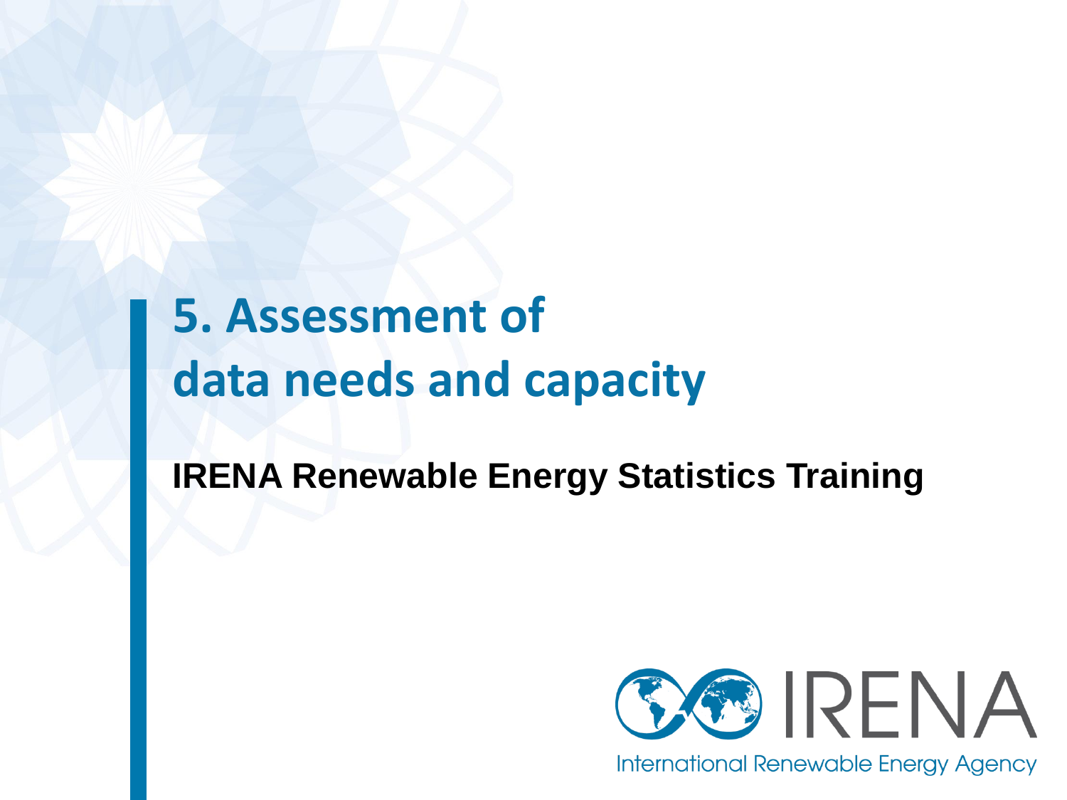# 5. Assessment of data needs and capacity

**IRENA Renewable Energy Statistics Training**

IRENA

International Renewable Energy Agency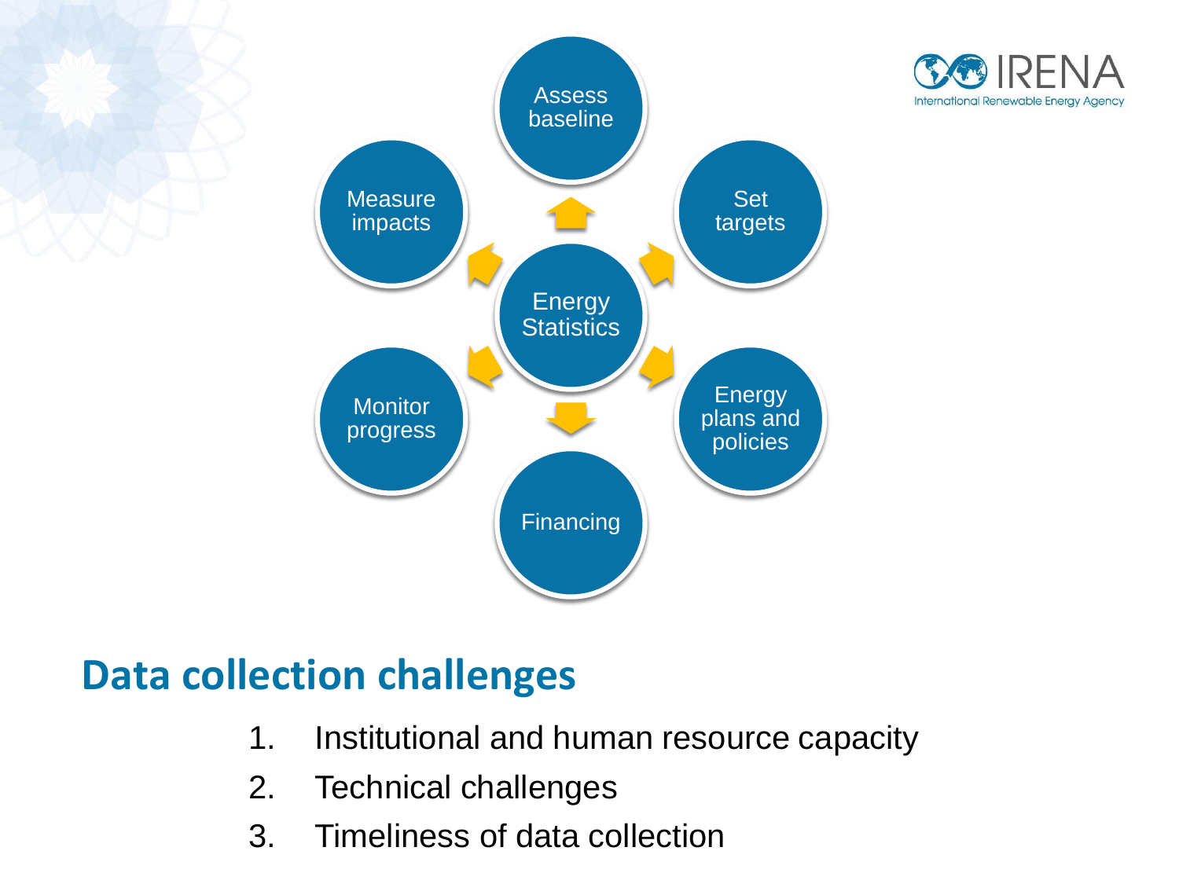International Renewable Energy Agency

Assess baseline

Set targets

Energy plans and policies

Financing

Monitor progress

Measure impacts

Energy Statistics

## Data collection challenges

1. Institutional and human resource capacity
2. Technical challenges
3. Timeliness of data collection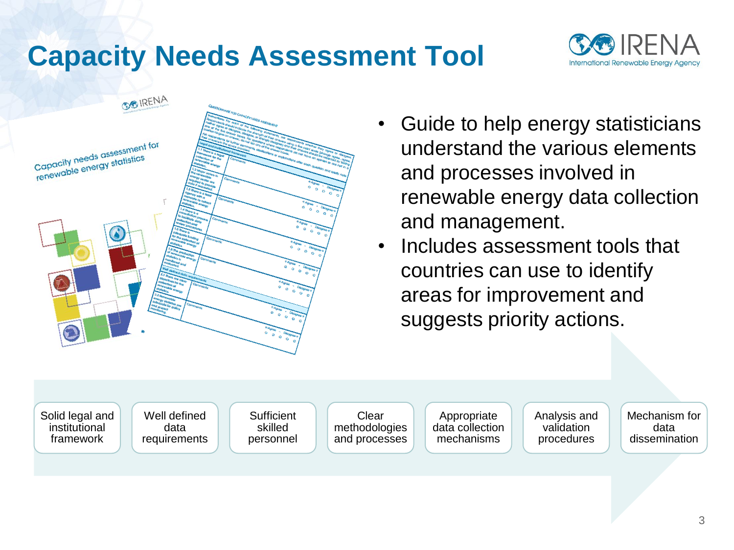# Capacity Needs Assessment Tool

- Guide to help energy statisticians understand the various elements and processes involved in renewable energy data collection and management.
- Includes assessment tools that countries can use to identify areas for improvement and suggests priority actions.

Solid legal and institutional framework

Well defined data requirements

Sufficient skilled personnel

Clear methodologies and processes

Appropriate data collection mechanisms

Analysis and validation procedures

Mechanism for data dissemination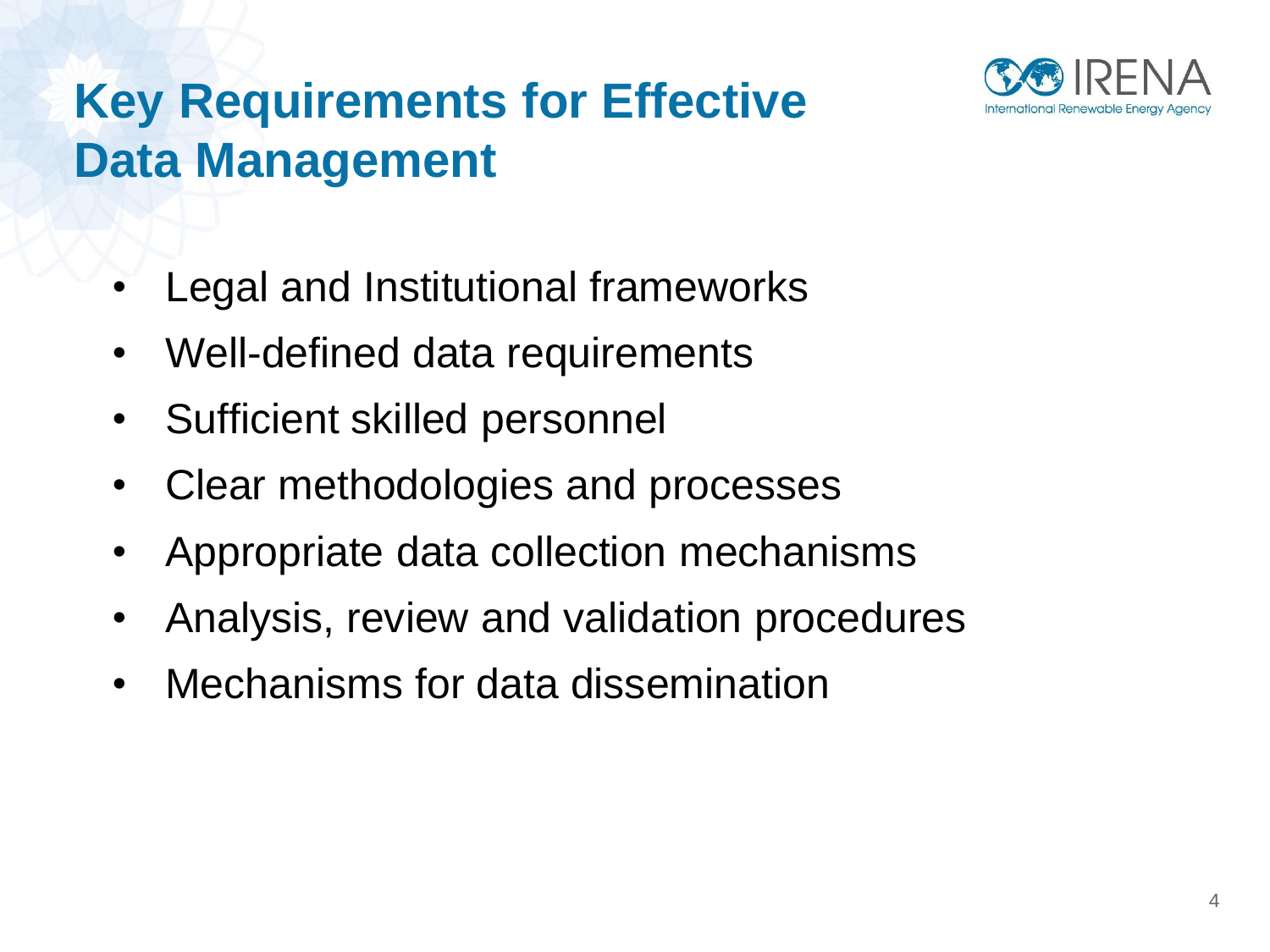# Key Requirements for Effective Data Management

- Legal and Institutional frameworks
- Well-defined data requirements
- Sufficient skilled personnel
- Clear methodologies and processes
- Appropriate data collection mechanisms
- Analysis, review and validation procedures
- Mechanisms for data dissemination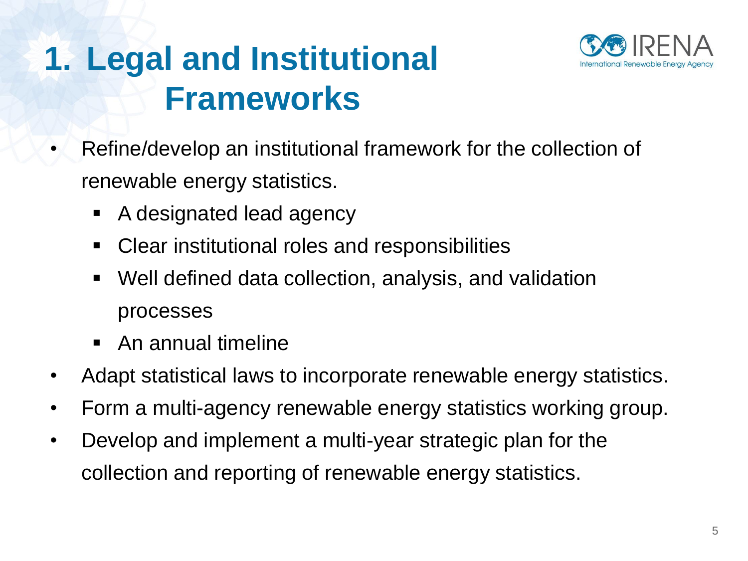# 1. Legal and Institutional Frameworks

- Refine/develop an institutional framework for the collection of renewable energy statistics.
  - A designated lead agency
  - Clear institutional roles and responsibilities
  - Well defined data collection, analysis, and validation processes
  - An annual timeline
- Adapt statistical laws to incorporate renewable energy statistics.
- Form a multi-agency renewable energy statistics working group.
- Develop and implement a multi-year strategic plan for the collection and reporting of renewable energy statistics.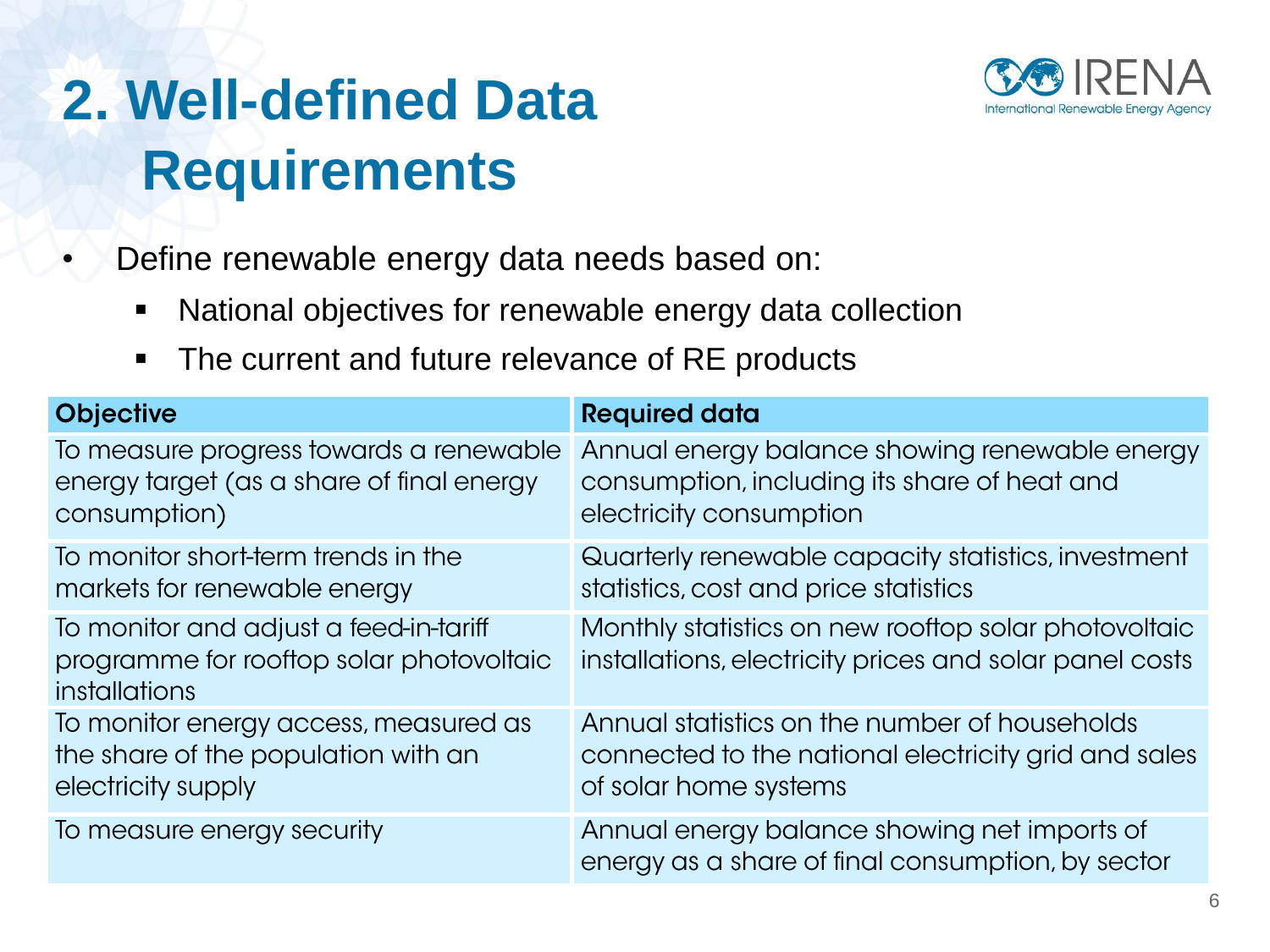# 2. Well-defined Data Requirements

- Define renewable energy data needs based on:
  - National objectives for renewable energy data collection
  - The current and future relevance of RE products

| Objective | Required data |
| --- | --- |
| To measure progress towards a renewable energy target (as a share of final energy consumption) | Annual energy balance showing renewable energy consumption, including its share of heat and electricity consumption |
| To monitor short-term trends in the markets for renewable energy | Quarterly renewable capacity statistics, investment statistics, cost and price statistics |
| To monitor and adjust a feed-in-tariff programme for rooftop solar photovoltaic installations | Monthly statistics on new rooftop solar photovoltaic installations, electricity prices and solar panel costs |
| To monitor energy access, measured as the share of the population with an electricity supply | Annual statistics on the number of households connected to the national electricity grid and sales of solar home systems |
| To measure energy security | Annual energy balance showing net imports of energy as a share of final consumption, by sector |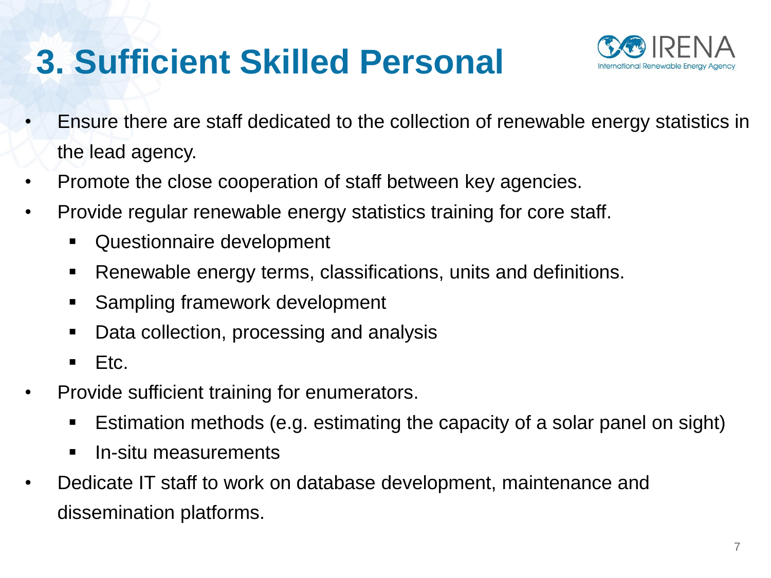# 3. Sufficient Skilled Personal

- Ensure there are staff dedicated to the collection of renewable energy statistics in the lead agency.
- Promote the close cooperation of staff between key agencies.
- Provide regular renewable energy statistics training for core staff.
  - Questionnaire development
  - Renewable energy terms, classifications, units and definitions.
  - Sampling framework development
  - Data collection, processing and analysis
  - Etc.
- Provide sufficient training for enumerators.
  - Estimation methods (e.g. estimating the capacity of a solar panel on sight)
  - In-situ measurements
- Dedicate IT staff to work on database development, maintenance and dissemination platforms.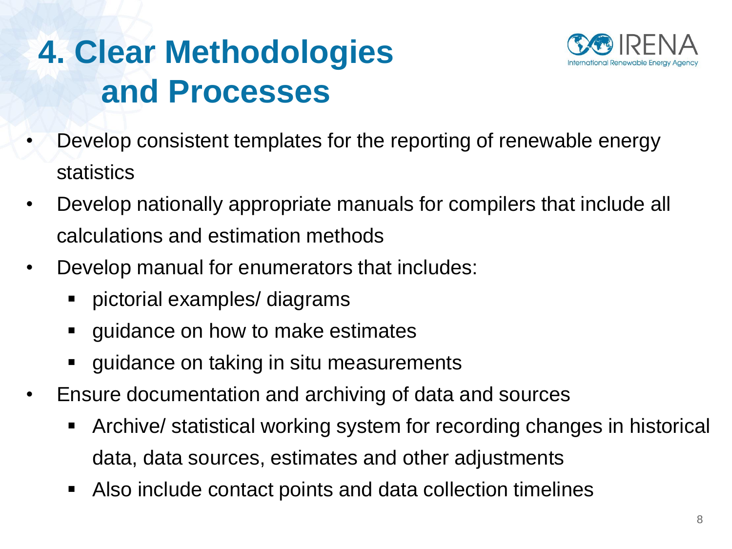# 4. Clear Methodologies and Processes

- Develop consistent templates for the reporting of renewable energy statistics
- Develop nationally appropriate manuals for compilers that include all calculations and estimation methods
- Develop manual for enumerators that includes:
  - pictorial examples/ diagrams
  - guidance on how to make estimates
  - guidance on taking in situ measurements
- Ensure documentation and archiving of data and sources
  - Archive/ statistical working system for recording changes in historical data, data sources, estimates and other adjustments
  - Also include contact points and data collection timelines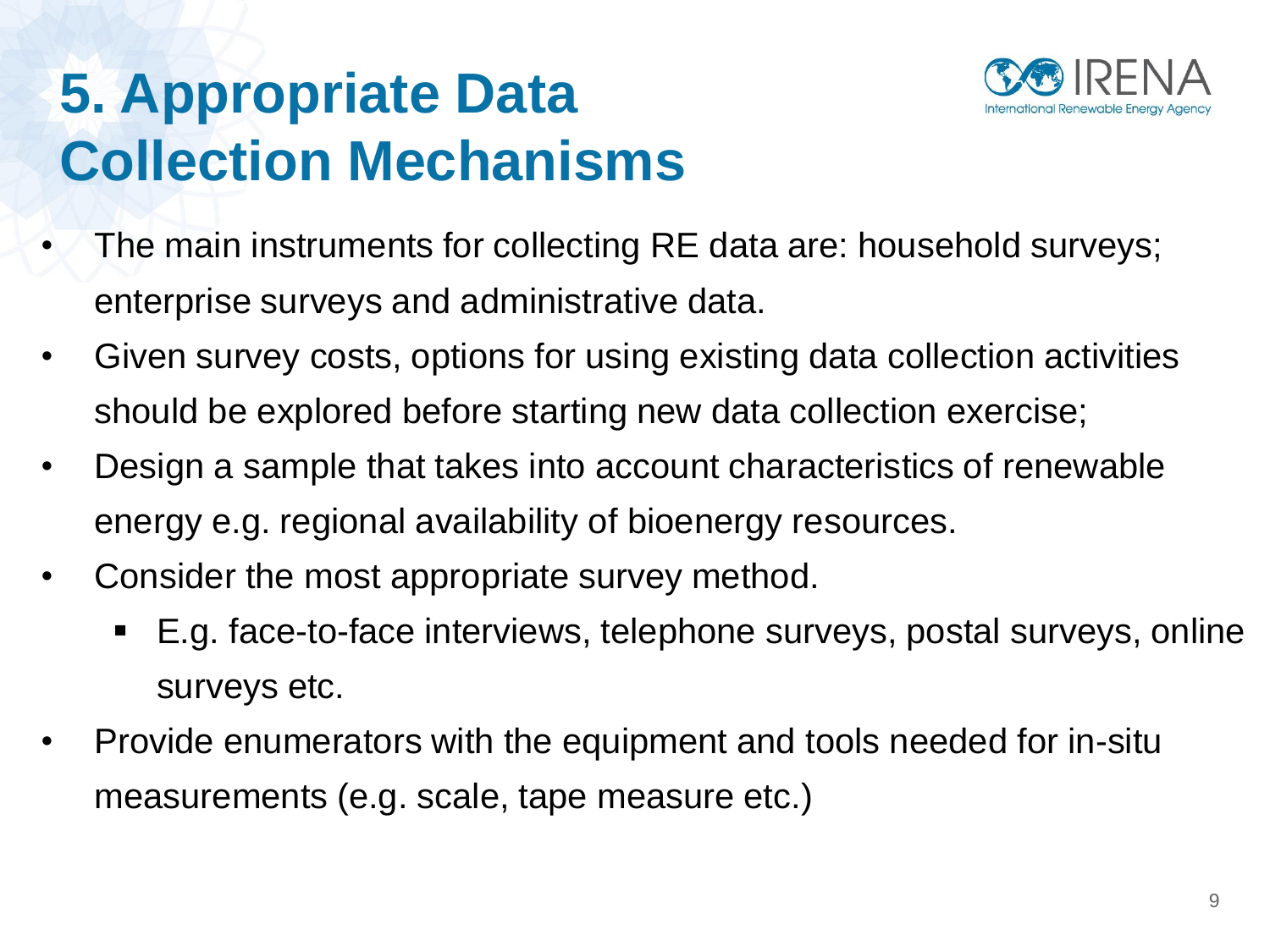# 5. Appropriate Data Collection Mechanisms

- The main instruments for collecting RE data are: household surveys; enterprise surveys and administrative data.
- Given survey costs, options for using existing data collection activities should be explored before starting new data collection exercise;
- Design a sample that takes into account characteristics of renewable energy e.g. regional availability of bioenergy resources.
- Consider the most appropriate survey method.
  - E.g. face-to-face interviews, telephone surveys, postal surveys, online surveys etc.
- Provide enumerators with the equipment and tools needed for in-situ measurements (e.g. scale, tape measure etc.)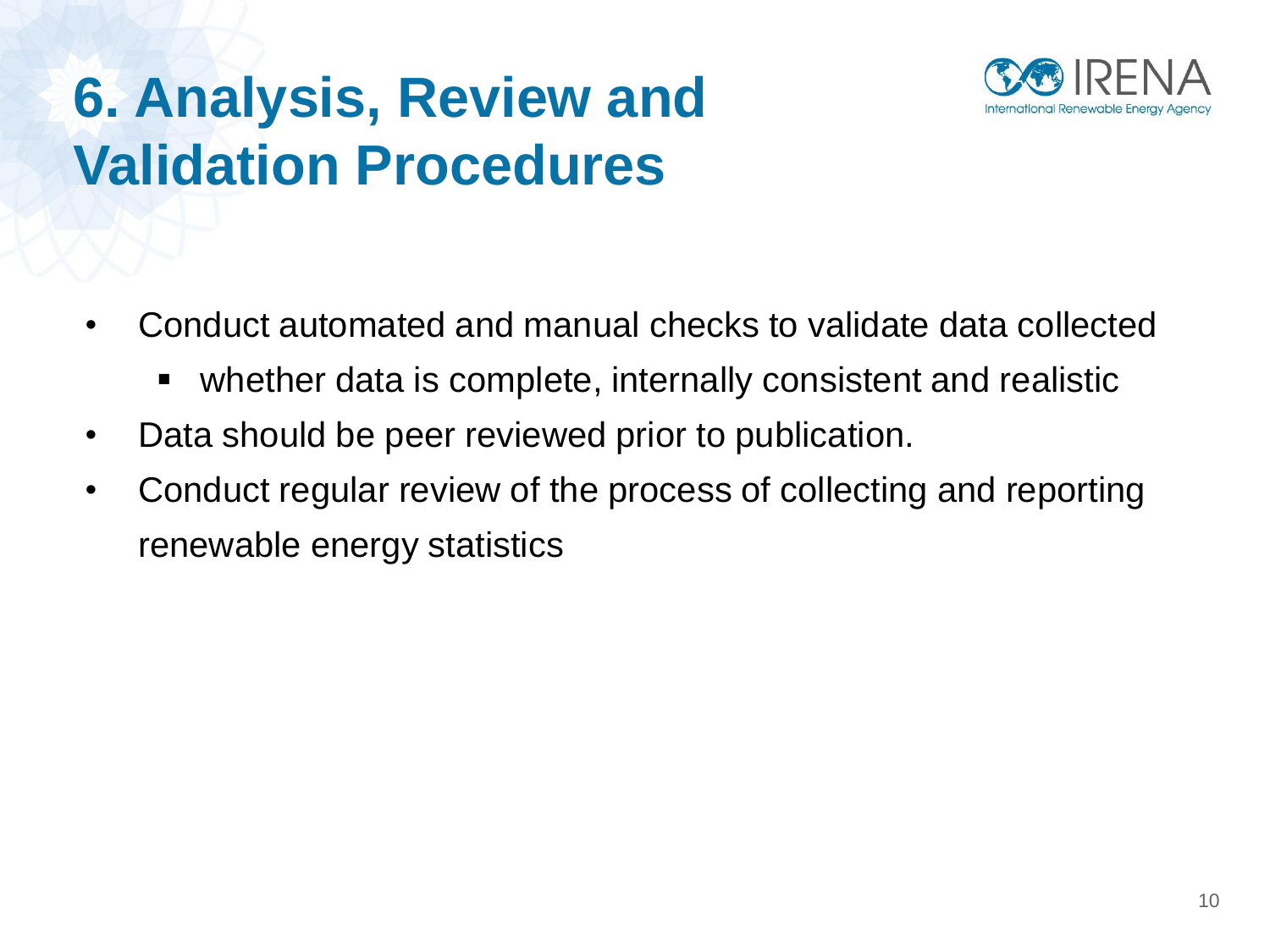# 6. Analysis, Review and Validation Procedures

- Conduct automated and manual checks to validate data collected
  - whether data is complete, internally consistent and realistic
- Data should be peer reviewed prior to publication.
- Conduct regular review of the process of collecting and reporting renewable energy statistics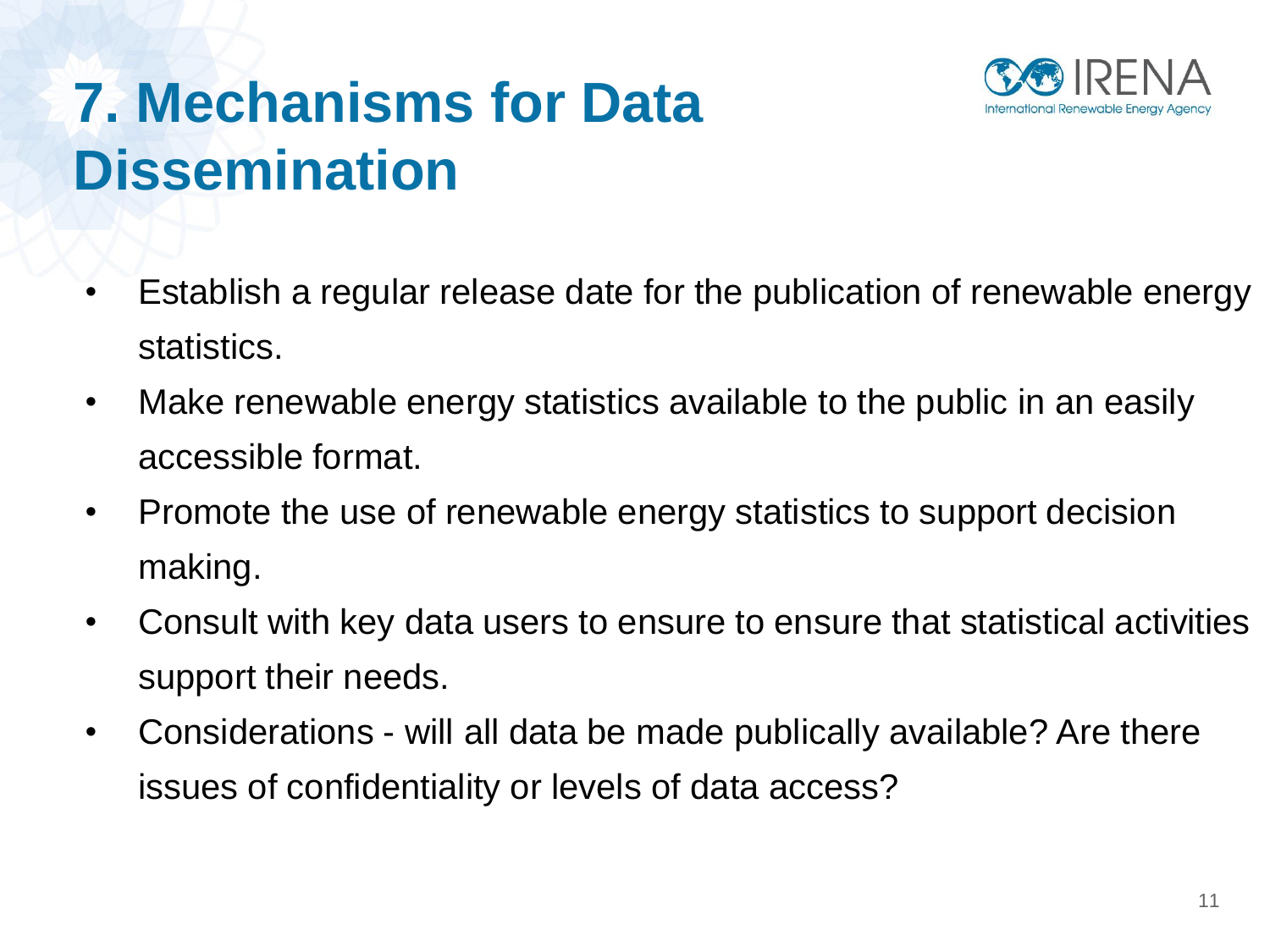# 7. Mechanisms for Data Dissemination

- Establish a regular release date for the publication of renewable energy statistics.
- Make renewable energy statistics available to the public in an easily accessible format.
- Promote the use of renewable energy statistics to support decision making.
- Consult with key data users to ensure to ensure that statistical activities support their needs.
- Considerations - will all data be made publically available? Are there issues of confidentiality or levels of data access?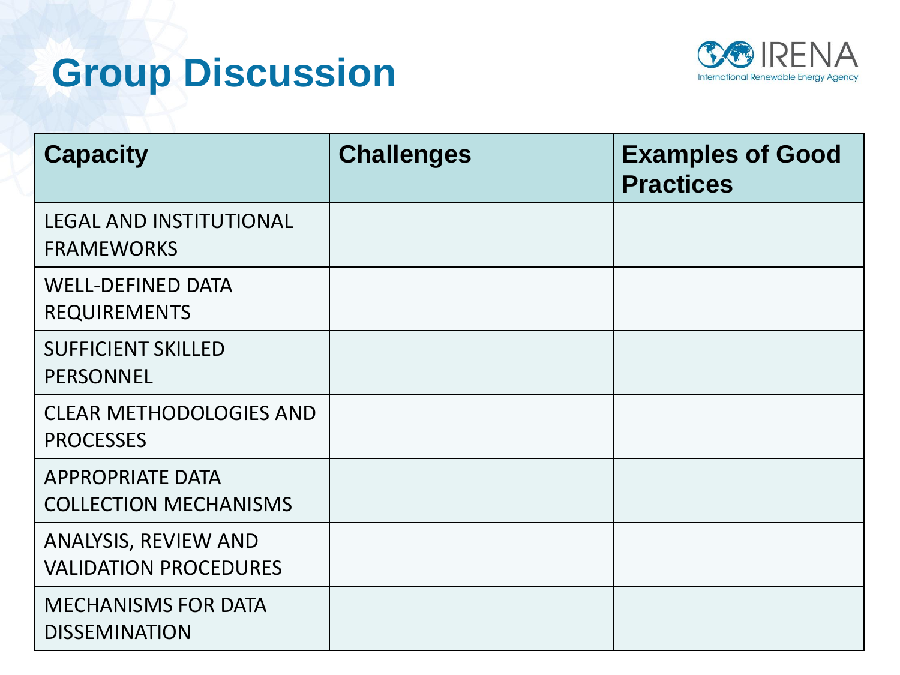# Group Discussion

| Capacity | Challenges | Examples of Good Practices |
| --- | --- | --- |
| LEGAL AND INSTITUTIONAL FRAMEWORKS | | |
| WELL-DEFINED DATA REQUIREMENTS | | |
| SUFFICIENT SKILLED PERSONNEL | | |
| CLEAR METHODOLOGIES AND PROCESSES | | |
| APPROPRIATE DATA COLLECTION MECHANISMS | | |
| ANALYSIS, REVIEW AND VALIDATION PROCEDURES | | |
| MECHANISMS FOR DATA DISSEMINATION | | |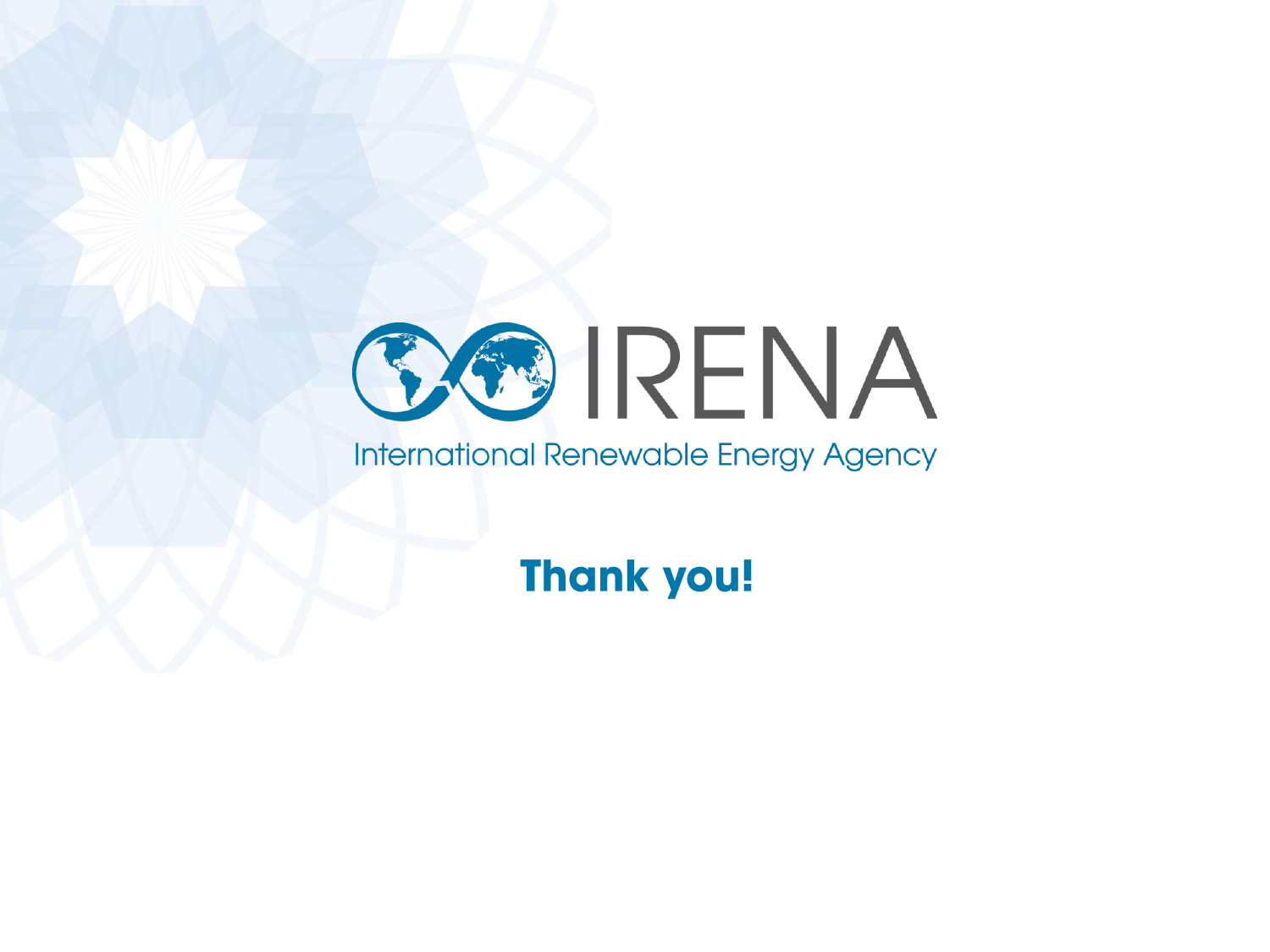IRENA

International Renewable Energy Agency

**Thank you!**